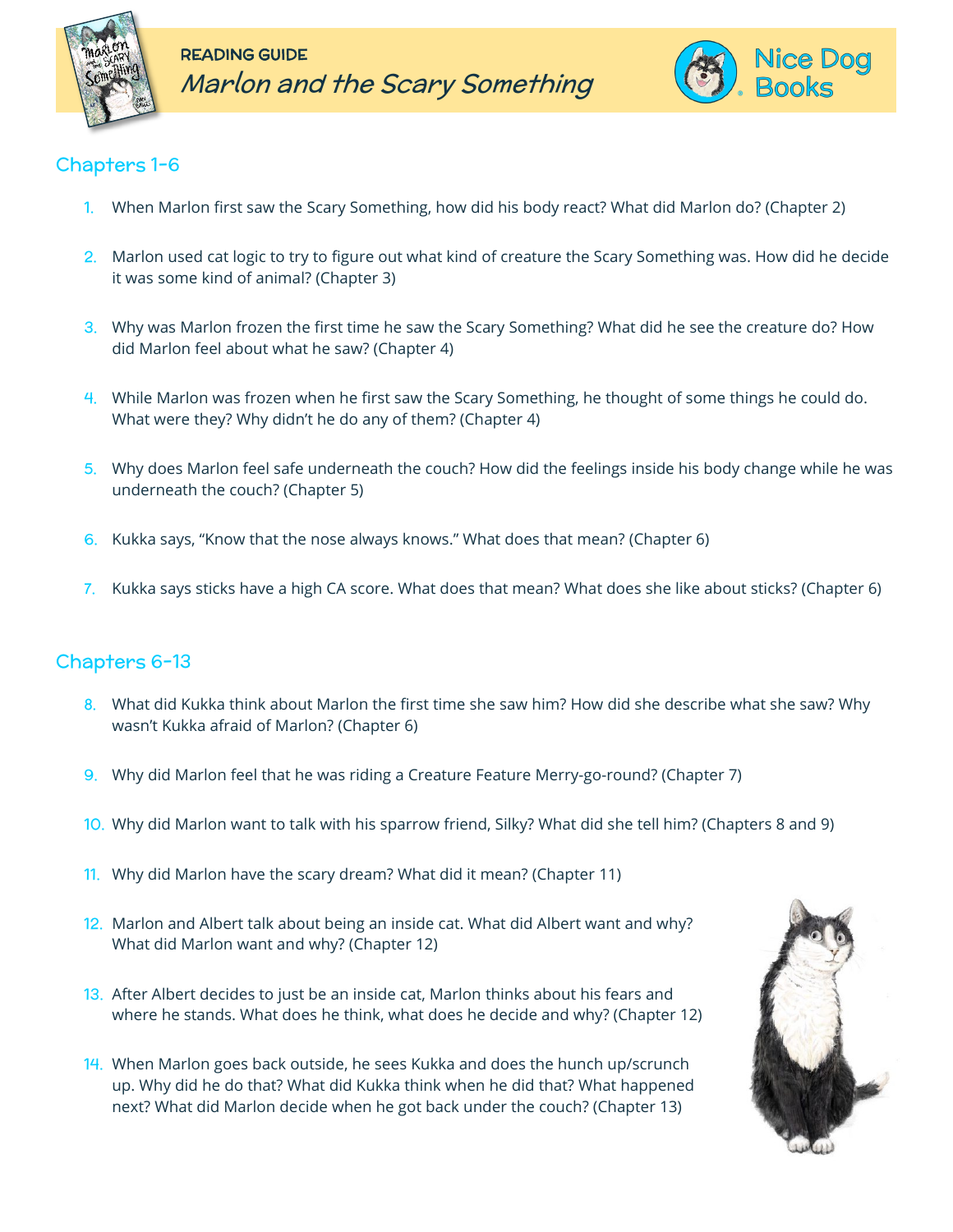READING GUIDE

# *Marlon and the Scary Something*

Nice Dog Books

## Chapters 1-6

1. When Marlon first saw the Scary Something, how did his body react? What did Marlon do? (Chapter 2)
2. Marlon used cat logic to try to figure out what kind of creature the Scary Something was. How did he decide it was some kind of animal? (Chapter 3)
3. Why was Marlon frozen the first time he saw the Scary Something? What did he see the creature do? How did Marlon feel about what he saw? (Chapter 4)
4. While Marlon was frozen when he first saw the Scary Something, he thought of some things he could do. What were they? Why didn't he do any of them? (Chapter 4)
5. Why does Marlon feel safe underneath the couch? How did the feelings inside his body change while he was underneath the couch? (Chapter 5)
6. Kukka says, "Know that the nose always knows." What does that mean? (Chapter 6)
7. Kukka says sticks have a high CA score. What does that mean? What does she like about sticks? (Chapter 6)

## Chapters 6-13

8. What did Kukka think about Marlon the first time she saw him? How did she describe what she saw? Why wasn't Kukka afraid of Marlon? (Chapter 6)
9. Why did Marlon feel that he was riding a Creature Feature Merry-go-round? (Chapter 7)
10. Why did Marlon want to talk with his sparrow friend, Silky? What did she tell him? (Chapters 8 and 9)
11. Why did Marlon have the scary dream? What did it mean? (Chapter 11)
12. Marlon and Albert talk about being an inside cat. What did Albert want and why? What did Marlon want and why? (Chapter 12)
13. After Albert decides to just be an inside cat, Marlon thinks about his fears and where he stands. What does he think, what does he decide and why? (Chapter 12)
14. When Marlon goes back outside, he sees Kukka and does the hunch up/scrunch up. Why did he do that? What did Kukka think when he did that? What happened next? What did Marlon decide when he got back under the couch? (Chapter 13)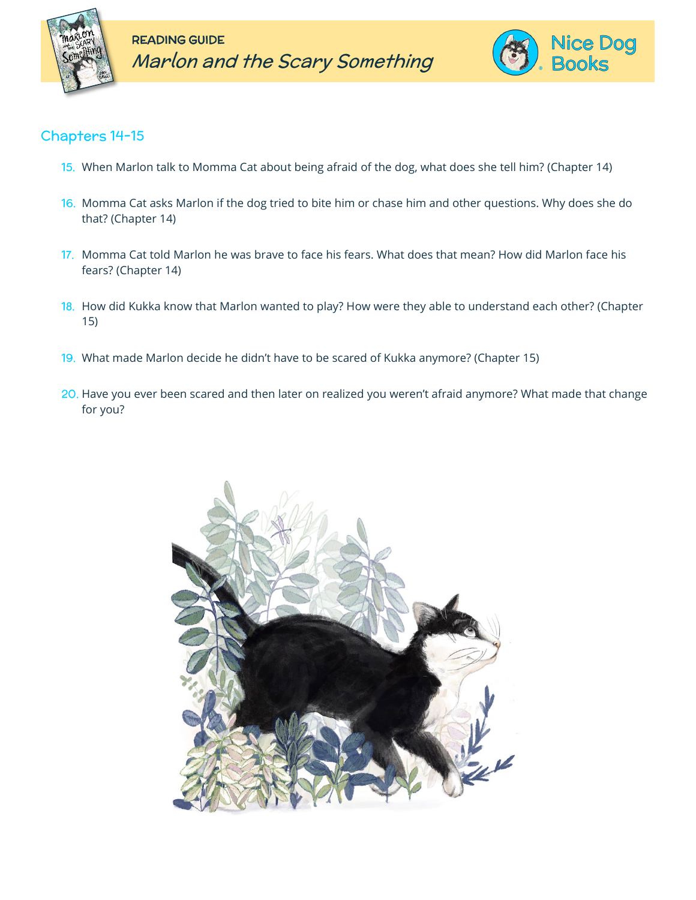## Chapters 14-15

15. When Marlon talk to Momma Cat about being afraid of the dog, what does she tell him? (Chapter 14)

16. Momma Cat asks Marlon if the dog tried to bite him or chase him and other questions. Why does she do that? (Chapter 14)

17. Momma Cat told Marlon he was brave to face his fears. What does that mean? How did Marlon face his fears? (Chapter 14)

18. How did Kukka know that Marlon wanted to play? How were they able to understand each other? (Chapter 15)

19. What made Marlon decide he didn't have to be scared of Kukka anymore? (Chapter 15)

20. Have you ever been scared and then later on realized you weren't afraid anymore? What made that change for you?